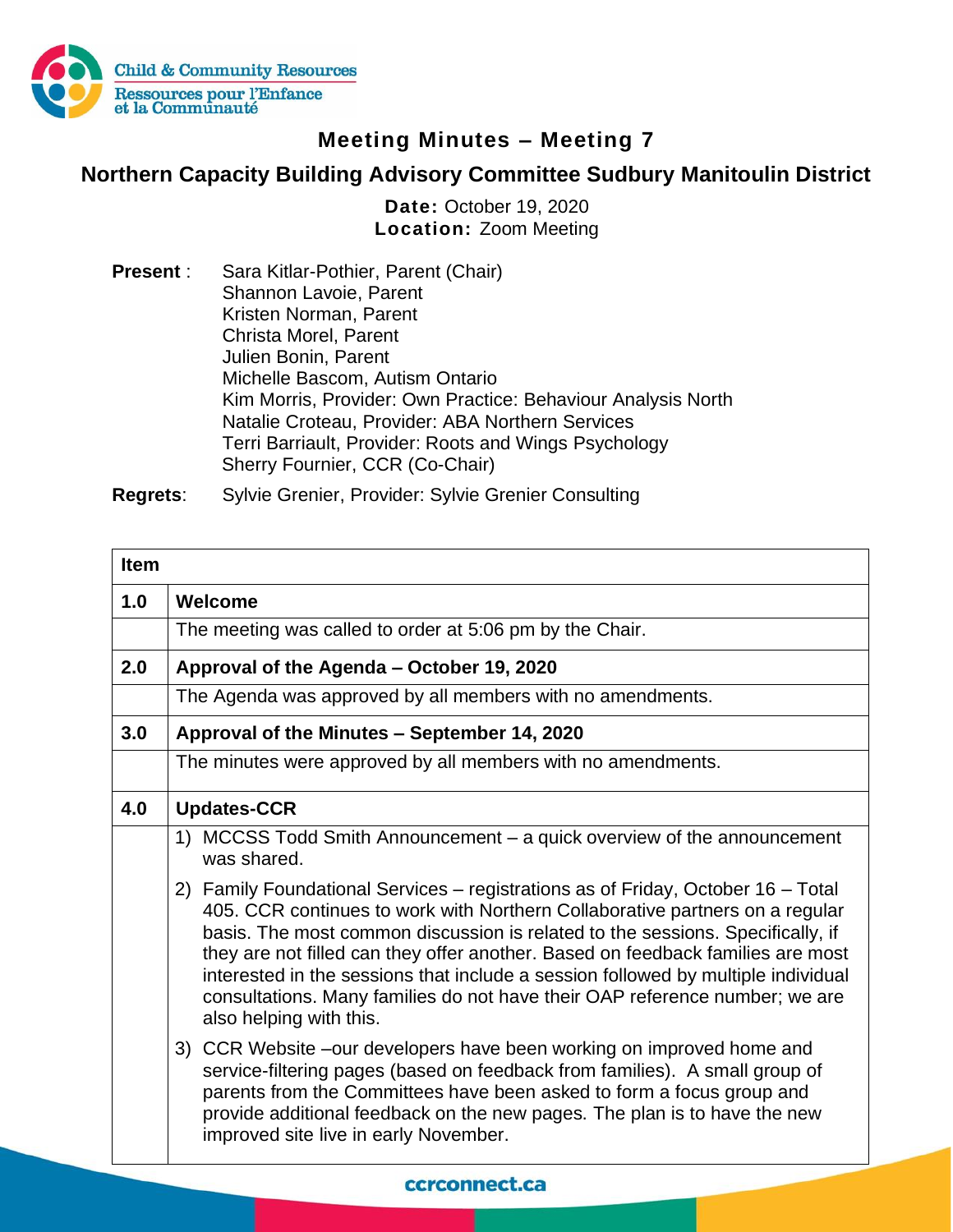Child & Community Resources
Ressources pour l'Enfance et la Communauté

# Meeting Minutes – Meeting 7

## Northern Capacity Building Advisory Committee Sudbury Manitoulin District

**Date:** October 19, 2020
**Location:** Zoom Meeting

**Present** :
Sara Kitlar-Pothier, Parent (Chair)
Shannon Lavoie, Parent
Kristen Norman, Parent
Christa Morel, Parent
Julien Bonin, Parent
Michelle Bascom, Autism Ontario
Kim Morris, Provider: Own Practice: Behaviour Analysis North
Natalie Croteau, Provider: ABA Northern Services
Terri Barriault, Provider: Roots and Wings Psychology
Sherry Fournier, CCR (Co-Chair)

**Regrets**: Sylvie Grenier, Provider: Sylvie Grenier Consulting

| Item | |
|---|---|
| **1.0** | **Welcome** |
| | The meeting was called to order at 5:06 pm by the Chair. |
| **2.0** | **Approval of the Agenda – October 19, 2020** |
| | The Agenda was approved by all members with no amendments. |
| **3.0** | **Approval of the Minutes – September 14, 2020** |
| | The minutes were approved by all members with no amendments. |
| **4.0** | **Updates-CCR** |
| | 1) MCCSS Todd Smith Announcement – a quick overview of the announcement was shared.<br>2) Family Foundational Services – registrations as of Friday, October 16 – Total 405. CCR continues to work with Northern Collaborative partners on a regular basis. The most common discussion is related to the sessions. Specifically, if they are not filled can they offer another. Based on feedback families are most interested in the sessions that include a session followed by multiple individual consultations. Many families do not have their OAP reference number; we are also helping with this.<br>3) CCR Website –our developers have been working on improved home and service-filtering pages (based on feedback from families). A small group of parents from the Committees have been asked to form a focus group and provide additional feedback on the new pages. The plan is to have the new improved site live in early November. |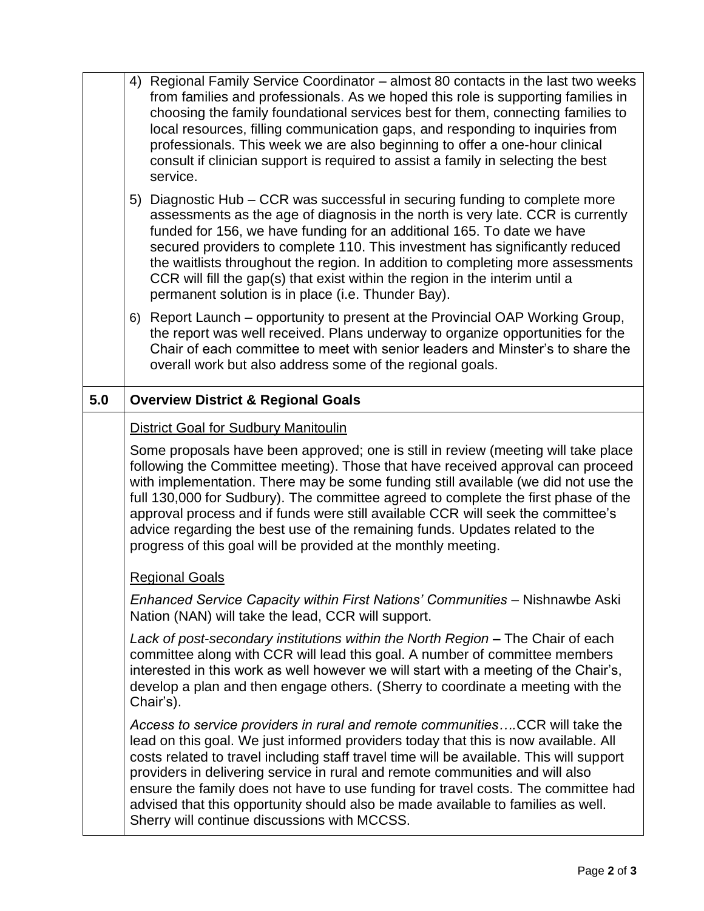| | |
|---|---|
| | 4) Regional Family Service Coordinator – almost 80 contacts in the last two weeks from families and professionals. As we hoped this role is supporting families in choosing the family foundational services best for them, connecting families to local resources, filling communication gaps, and responding to inquiries from professionals. This week we are also beginning to offer a one-hour clinical consult if clinician support is required to assist a family in selecting the best service.<br><br>5) Diagnostic Hub – CCR was successful in securing funding to complete more assessments as the age of diagnosis in the north is very late. CCR is currently funded for 156, we have funding for an additional 165. To date we have secured providers to complete 110. This investment has significantly reduced the waitlists throughout the region. In addition to completing more assessments CCR will fill the gap(s) that exist within the region in the interim until a permanent solution is in place (i.e. Thunder Bay).<br><br>6) Report Launch – opportunity to present at the Provincial OAP Working Group, the report was well received. Plans underway to organize opportunities for the Chair of each committee to meet with senior leaders and Minster's to share the overall work but also address some of the regional goals. |
| **5.0** | **Overview District & Regional Goals** |
| | <u>District Goal for Sudbury Manitoulin</u><br><br>Some proposals have been approved; one is still in review (meeting will take place following the Committee meeting). Those that have received approval can proceed with implementation. There may be some funding still available (we did not use the full 130,000 for Sudbury). The committee agreed to complete the first phase of the approval process and if funds were still available CCR will seek the committee's advice regarding the best use of the remaining funds. Updates related to the progress of this goal will be provided at the monthly meeting.<br><br><u>Regional Goals</u><br><br>*Enhanced Service Capacity within First Nations' Communities* – Nishnawbe Aski Nation (NAN) will take the lead, CCR will support.<br><br>*Lack of post-secondary institutions within the North Region* **–** The Chair of each committee along with CCR will lead this goal. A number of committee members interested in this work as well however we will start with a meeting of the Chair's, develop a plan and then engage others. (Sherry to coordinate a meeting with the Chair's).<br><br>*Access to service providers in rural and remote communities….*CCR will take the lead on this goal. We just informed providers today that this is now available. All costs related to travel including staff travel time will be available. This will support providers in delivering service in rural and remote communities and will also ensure the family does not have to use funding for travel costs. The committee had advised that this opportunity should also be made available to families as well. Sherry will continue discussions with MCCSS. |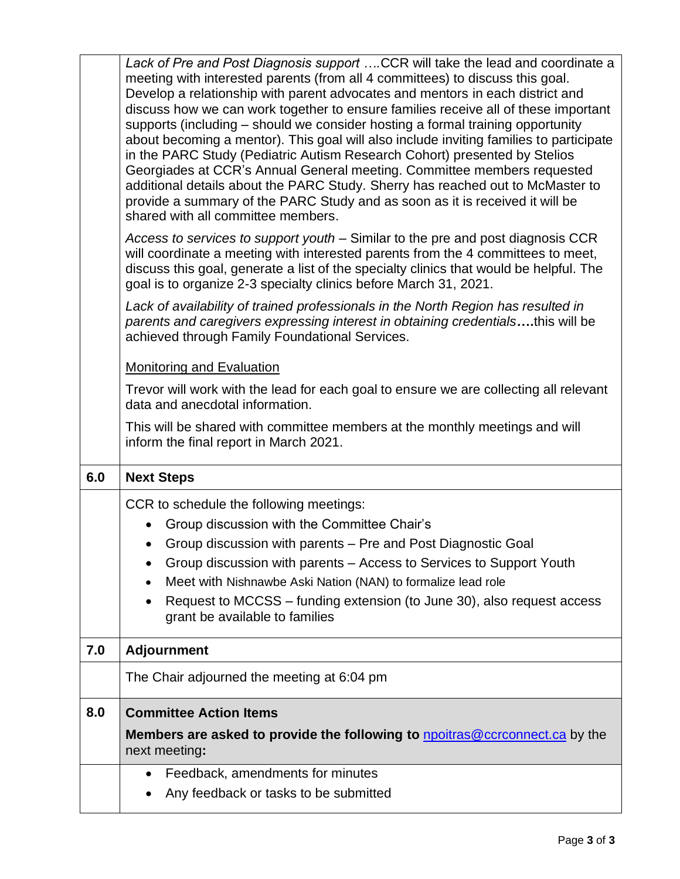| | |
|---|---|
| | *Lack of Pre and Post Diagnosis support* ….CCR will take the lead and coordinate a meeting with interested parents (from all 4 committees) to discuss this goal. Develop a relationship with parent advocates and mentors in each district and discuss how we can work together to ensure families receive all of these important supports (including – should we consider hosting a formal training opportunity about becoming a mentor). This goal will also include inviting families to participate in the PARC Study (Pediatric Autism Research Cohort) presented by Stelios Georgiades at CCR's Annual General meeting. Committee members requested additional details about the PARC Study. Sherry has reached out to McMaster to provide a summary of the PARC Study and as soon as it is received it will be shared with all committee members.<br><br>*Access to services to support youth* – Similar to the pre and post diagnosis CCR will coordinate a meeting with interested parents from the 4 committees to meet, discuss this goal, generate a list of the specialty clinics that would be helpful. The goal is to organize 2-3 specialty clinics before March 31, 2021.<br><br>*Lack of availability of trained professionals in the North Region has resulted in parents and caregivers expressing interest in obtaining credentials*….this will be achieved through Family Foundational Services.<br><br><u>Monitoring and Evaluation</u><br><br>Trevor will work with the lead for each goal to ensure we are collecting all relevant data and anecdotal information.<br><br>This will be shared with committee members at the monthly meetings and will inform the final report in March 2021. |
| **6.0** | **Next Steps** |
| | CCR to schedule the following meetings:<br>• Group discussion with the Committee Chair's<br>• Group discussion with parents – Pre and Post Diagnostic Goal<br>• Group discussion with parents – Access to Services to Support Youth<br>• Meet with Nishnawbe Aski Nation (NAN) to formalize lead role<br>• Request to MCCSS – funding extension (to June 30), also request access grant be available to families |
| **7.0** | **Adjournment** |
| | The Chair adjourned the meeting at 6:04 pm |
| **8.0** | **Committee Action Items**<br><br>**Members are asked to provide the following to** npoitras@ccrconnect.ca by the next meeting**:** |
| | • Feedback, amendments for minutes<br>• Any feedback or tasks to be submitted |